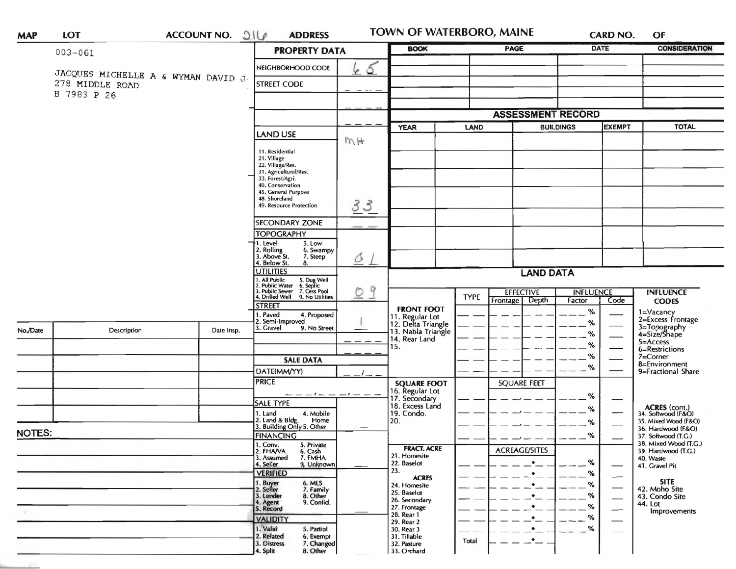| MAP | LOT | ACCOUNT NO. 216 | ADDRESS | TOWN OF WATERBORO, MAINE | CARD NO. | OF |
|---|---|---|---|---|---|---|

003-061

JACQUES MICHELLE A & WYMAN DAVID J
278 MIDDLE ROAD
B 7983 P 26

## PROPERTY DATA

| Field | Value |
|---|---|
| NEIGHBORHOOD CODE | 65 |
| STREET CODE | |
| | |
| | |
| LAND USE (11. Residential, 21. Village, 22. Village/Res., 31. Agricultural/Res., 33. Forest/Agri., 40. Conservation, 45. General Purpose, 48. Shoreland, 49. Resource Protection) | MH 33 |
| SECONDARY ZONE | |
| TOPOGRAPHY (1. Level, 2. Rolling, 3. Above St., 4. Below St., 5. Low, 6. Swampy, 7. Steep, 8.) | 01 |
| UTILITIES (1. All Public, 2. Public Water, 3. Public Sewer, 4. Drilled Well, 5. Dug Well, 6. Septic, 7. Cess Pool, 9. No Utilities) | 09 |
| STREET (1. Paved, 2. Semi-Improved, 3. Gravel, 4. Proposed, 9. No Street) | 1 |

## SALE DATA

| Field | Value |
|---|---|
| DATE(MM/YY) | |
| PRICE | |
| SALE TYPE (1. Land, 2. Land & Bldg., 3. Building Only, 4. Mobile Home, 5. Other) | |
| FINANCING (1. Conv., 2. FHA/VA, 3. Assumed, 4. Seller, 5. Private, 6. Cash, 7. FMHA, 9. Unknown) | |
| VERIFIED (1. Buyer, 2. Seller, 3. Lender, 4. Agent, 5. Record, 6. MLS, 7. Family, 8. Other, 9. Confid.) | |
| VALIDITY (1. Valid, 2. Related, 3. Distress, 4. Split, 5. Partial, 6. Exempt, 7. Changed, 8. Other) | |

| BOOK | PAGE | DATE | CONSIDERATION |
|---|---|---|---|
| | | | |
| | | | |
| | | | |
| | | | |
| | | | |

## ASSESSMENT RECORD

| YEAR | LAND | BUILDINGS | EXEMPT | TOTAL |
|---|---|---|---|---|
| | | | | |
| | | | | |
| | | | | |
| | | | | |
| | | | | |
| | | | | |
| | | | | |

## LAND DATA

| | TYPE | EFFECTIVE Frontage | EFFECTIVE Depth | INFLUENCE Factor | INFLUENCE Code |
|---|---|---|---|---|---|
| **FRONT FOOT** 11. Regular Lot, 12. Delta Triangle, 13. Nabla Triangle, 14. Rear Land, 15. | | | | % | |
| **SQUARE FOOT** 16. Regular Lot, 17. Secondary, 18. Excess Land, 19. Condo., 20. | | SQUARE FEET | | % | |
| **FRACT. ACRE** 21. Homesite, 22. Baselot, 23. **ACRES** 24. Homesite, 25. Baselot, 26. Secondary, 27. Frontage, 28. Rear 1, 29. Rear 2, 30. Rear 3, 31. Tillable, 32. Pasture, 33. Orchard | | ACREAGE/SITES | | % | |
| | Total | | | | |

**INFLUENCE CODES**
1=Vacancy
2=Excess Frontage
3=Topography
4=Size/Shape
5=Access
6=Restrictions
7=Corner
8=Environment
9=Fractional Share

**ACRES (cont.)**
34. Softwood (F&O)
35. Mixed Wood (F&O)
36. Hardwood (F&O)
37. Softwood (T.G.)
38. Mixed Wood (T.G.)
39. Hardwood (T.G.)
40. Waste
41. Gravel Pit

**SITE**
42. Moho Site
43. Condo Site
44. Lot Improvements

| No./Date | Description | Date Insp. |
|---|---|---|
| | | |
| | | |
| | | |
| | | |
| | | |

NOTES: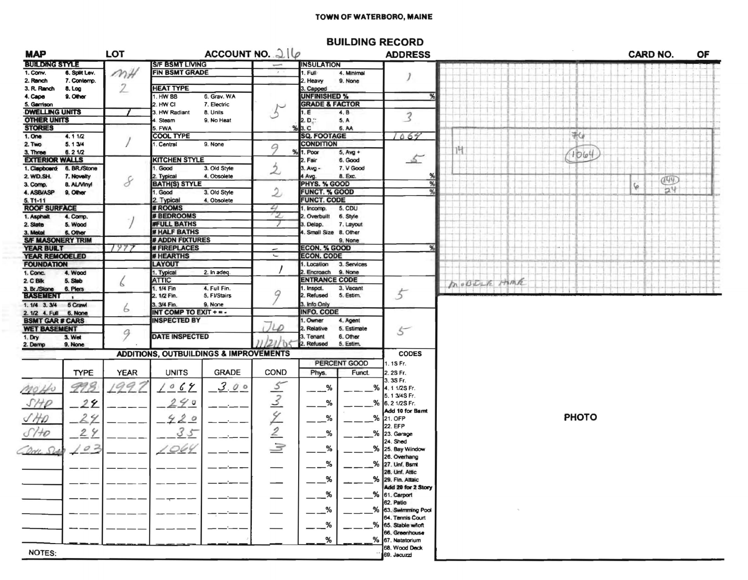**TOWN OF WATERBORO, MAINE**

## BUILDING RECORD

**MAP** | **LOT** | **ACCOUNT NO.** 216 | **ADDRESS** | **CARD NO.** | **OF**

| | | | | | |
|---|---|---|---|---|---|
| **BUILDING STYLE** 1. Conv. 6. Split Lev. 2. Ranch 7. Contemp. 3. R. Ranch 8. Log 4. Cape 9. Other 5. Garrison | MH 2 | **S/F BSMT LIVING** | — | **INSULATION** 1. Full 4. Minimal 2. Heavy 9. None 3. Capped | 1 |
| | | **FIN BSMT GRADE** | | | |
| | | **HEAT TYPE** 1. HW BB 6. Grav. WA 2. HW CI 7. Electric 3. HW Radiant 8. Units 4. Steam 9. No Heat 5. FWA | 5 % | **UNFINISHED %** | % |
| **DWELLING UNITS** | 1 | | | **GRADE & FACTOR** 1. E 4. B 2. D 5. A 3. C 6. AA | 3 |
| **OTHER UNITS** | | | | | |
| **STORIES** 1. One 4. 1 1/2 2. Two 5. 1 3/4 3. Three 6. 2 1/2 | 1 | **COOL TYPE** 1. Central 9. None | 9 % | **SQ. FOOTAGE** | 1064 |
| | | | | **CONDITION** 1. Poor 5. Avg + 2. Fair 6. Good 3. Avg - 7. V Good 4 Avg. 8. Exc. | 5 |
| **EXTERIOR WALLS** 1. Clapboard 6. BR/Stone 2. WD.SH. 7. Novelty 3. Comp. 8. AL/Vinyl 4. ASB/ASP 9. Other 5. T1-11 | 8 | **KITCHEN STYLE** 1. Good 3. Old Style 2. Typical 4. Obsolete | 2 | | |
| | | **BATH(S) STYLE** 1. Good 3. Old Style 2. Typical 4. Obsolete | 2 | **PHYS. % GOOD** | % |
| | | | | **FUNCT. % GOOD** | % |
| **ROOF SURFACE** 1. Asphalt 4. Comp. 2. Slate 5. Wood 3. Metal 6. Other | 1 | **# ROOMS** | 4 | **FUNCT. CODE** 1. Incomp. 5. CDU 2. Overbuilt 6. Style 3. Delap. 7. Layout 4. Small Size 8. Other 9. None | |
| | | **# BEDROOMS** | 2 | | |
| | | **#FULL BATHS** | 1 | | |
| | | **# HALF BATHS** | | | |
| **S/F MASONERY TRIM** | | **# ADDN FIXTURES** | | | |
| **YEAR BUILT** | 1997 | **# FIREPLACES** | — | **ECON. % GOOD** | % |
| **YEAR REMODELED** | | **# HEARTHS** | — | **ECON. CODE** 1. Location 3. Services 2. Encroach 9. None | |
| **FOUNDATION** 1. Conc. 4. Wood 2. C Blk 5. Slab 3. Br./Stone 6. Piers | 6 | **LAYOUT** 1. Typical 2. In adeq. | 1 | | |
| | | **ATTIC** 1. 1/4 Fin 4. Full Fin. 2. 1/2 Fin. 5. Fl/Stairs 3. 3/4 Fin. 9. None | 9 | **ENTRANCE CODE** 1. Inspct. 3. Vacant 2. Refused 5. Estim. 3. Info Only | 5 |
| **BASEMENT** 1. 1/4 3. 3/4 5 Crawl 2. 1/2 4. Full 6. None | 6 | **INT COMP TO EXIT + = -** | | | |
| **BSMT GAR # CARS** | | **INSPECTED BY** | JLD | **INFO. CODE** 1. Owner 4. Agent 2. Relative 5. Estimate 3. Tenant 6. Other 2. Refused 5. Estim. | 5 |
| **WET BASEMENT** 1. Dry 3. Wet 2. Damp 9. None | 9 | **DATE INSPECTED** | 11/21/05 | | |

Sketch: 76 × 14 (1064); 6 × 24 (144); MOBILE HOME

### ADDITIONS, OUTBUILDINGS & IMPROVEMENTS

| | TYPE | YEAR | UNITS | GRADE | COND | PERCENT GOOD Phys. | Funct. |
|---|---|---|---|---|---|---|---|
| MOHO | 998 | 1997 | 1064 | 3.00 | 5 | % | % |
| SHD | 24 | | 240 | | 3 | % | % |
| SHD | 24 | | 420 | | 4 | % | % |
| SHD | 24 | | 35 | | 2 | % | % |
| Conc Slab | 103 | | 1064 | | 3 | % | % |
| | | | | | | % | % |
| | | | | | | % | % |
| | | | | | | % | % |
| | | | | | | % | % |
| | | | | | | % | % |
| | | | | | | % | % |

**CODES**
1. 1S Fr.
2. 2S Fr.
3. 3S Fr.
4. 1 1/2S Fr.
5. 1 3/4S Fr.
6. 2 1/2S Fr.
**Add 10 for Bsmt**
21. OFP
22. EFP
23. Garage
24. Shed
25. Bay Window
26. Overhang
27. Unf. Bsmt
28. Unf. Attic
29. Fin. Attaic
**Add 20 for 2 Story**
61. Carport
62. Patio
63. Swimming Pool
64. Tennis Court
65. Stable w/loft
66. Greenhouse
67. Natatorium
68. Wood Deck
69. Jacuzzi

NOTES:

PHOTO